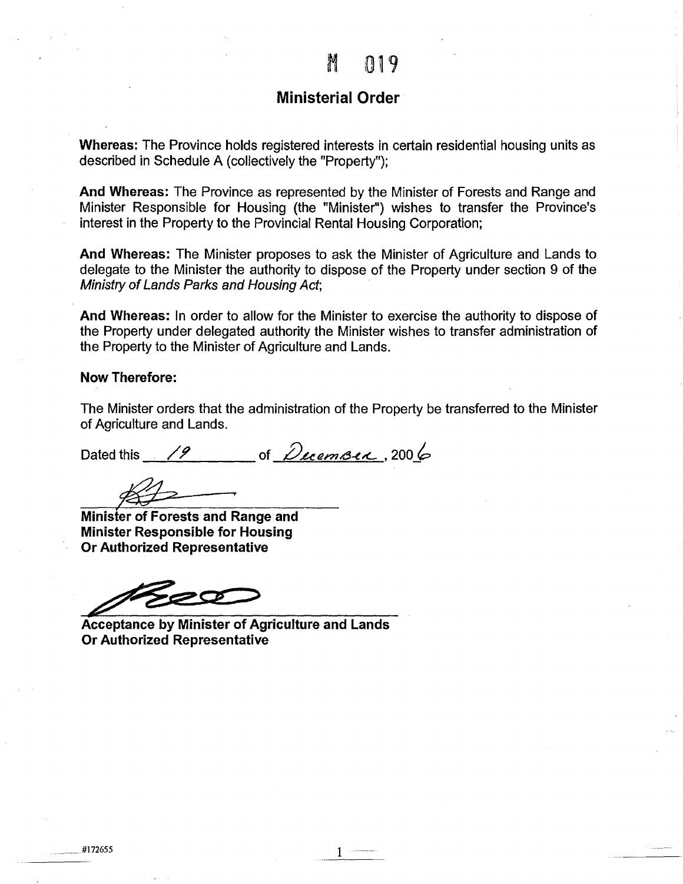M 019

# Ministerial Order

**Whereas:** The Province holds registered interests in certain residential housing units as described in Schedule A (collectively the "Property");

**And Whereas:** The Province as represented by the Minister of Forests and Range and Minister Responsible for Housing (the "Minister") wishes to transfer the Province's interest in the Property to the Provincial Rental Housing Corporation;

**And Whereas:** The Minister proposes to ask the Minister of Agriculture and Lands to delegate to the Minister the authority to dispose of the Property under section 9 of the *Ministry of Lands Parks and Housing Act*;

**And Whereas:** In order to allow for the Minister to exercise the authority to dispose of the Property under delegated authority the Minister wishes to transfer administration of the Property to the Minister of Agriculture and Lands.

**Now Therefore:**

The Minister orders that the administration of the Property be transferred to the Minister of Agriculture and Lands.

Dated this 19 of December, 2006

**Minister of Forests and Range and**
**Minister Responsible for Housing**
**Or Authorized Representative**

**Acceptance by Minister of Agriculture and Lands**
**Or Authorized Representative**

#172655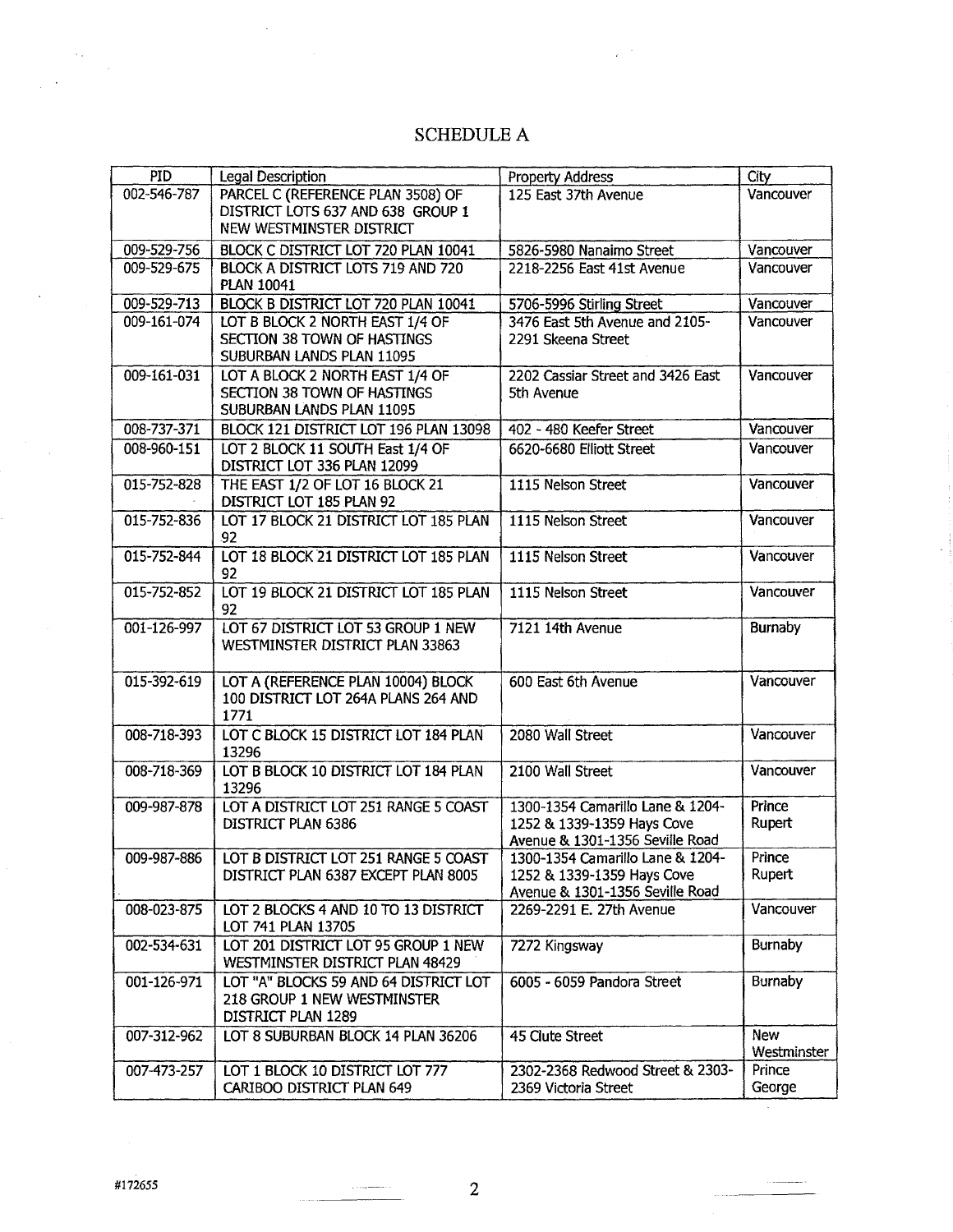# SCHEDULE A

| PID | Legal Description | Property Address | City |
|---|---|---|---|
| 002-546-787 | PARCEL C (REFERENCE PLAN 3508) OF DISTRICT LOTS 637 AND 638 GROUP 1 NEW WESTMINSTER DISTRICT | 125 East 37th Avenue | Vancouver |
| 009-529-756 | BLOCK C DISTRICT LOT 720 PLAN 10041 | 5826-5980 Nanaimo Street | Vancouver |
| 009-529-675 | BLOCK A DISTRICT LOTS 719 AND 720 PLAN 10041 | 2218-2256 East 41st Avenue | Vancouver |
| 009-529-713 | BLOCK B DISTRICT LOT 720 PLAN 10041 | 5706-5996 Stirling Street | Vancouver |
| 009-161-074 | LOT B BLOCK 2 NORTH EAST 1/4 OF SECTION 38 TOWN OF HASTINGS SUBURBAN LANDS PLAN 11095 | 3476 East 5th Avenue and 2105-2291 Skeena Street | Vancouver |
| 009-161-031 | LOT A BLOCK 2 NORTH EAST 1/4 OF SECTION 38 TOWN OF HASTINGS SUBURBAN LANDS PLAN 11095 | 2202 Cassiar Street and 3426 East 5th Avenue | Vancouver |
| 008-737-371 | BLOCK 121 DISTRICT LOT 196 PLAN 13098 | 402 - 480 Keefer Street | Vancouver |
| 008-960-151 | LOT 2 BLOCK 11 SOUTH East 1/4 OF DISTRICT LOT 336 PLAN 12099 | 6620-6680 Elliott Street | Vancouver |
| 015-752-828 | THE EAST 1/2 OF LOT 16 BLOCK 21 DISTRICT LOT 185 PLAN 92 | 1115 Nelson Street | Vancouver |
| 015-752-836 | LOT 17 BLOCK 21 DISTRICT LOT 185 PLAN 92 | 1115 Nelson Street | Vancouver |
| 015-752-844 | LOT 18 BLOCK 21 DISTRICT LOT 185 PLAN 92 | 1115 Nelson Street | Vancouver |
| 015-752-852 | LOT 19 BLOCK 21 DISTRICT LOT 185 PLAN 92 | 1115 Nelson Street | Vancouver |
| 001-126-997 | LOT 67 DISTRICT LOT 53 GROUP 1 NEW WESTMINSTER DISTRICT PLAN 33863 | 7121 14th Avenue | Burnaby |
| 015-392-619 | LOT A (REFERENCE PLAN 10004) BLOCK 100 DISTRICT LOT 264A PLANS 264 AND 1771 | 600 East 6th Avenue | Vancouver |
| 008-718-393 | LOT C BLOCK 15 DISTRICT LOT 184 PLAN 13296 | 2080 Wall Street | Vancouver |
| 008-718-369 | LOT B BLOCK 10 DISTRICT LOT 184 PLAN 13296 | 2100 Wall Street | Vancouver |
| 009-987-878 | LOT A DISTRICT LOT 251 RANGE 5 COAST DISTRICT PLAN 6386 | 1300-1354 Camarillo Lane & 1204-1252 & 1339-1359 Hays Cove Avenue & 1301-1356 Seville Road | Prince Rupert |
| 009-987-886 | LOT B DISTRICT LOT 251 RANGE 5 COAST DISTRICT PLAN 6387 EXCEPT PLAN 8005 | 1300-1354 Camarillo Lane & 1204-1252 & 1339-1359 Hays Cove Avenue & 1301-1356 Seville Road | Prince Rupert |
| 008-023-875 | LOT 2 BLOCKS 4 AND 10 TO 13 DISTRICT LOT 741 PLAN 13705 | 2269-2291 E. 27th Avenue | Vancouver |
| 002-534-631 | LOT 201 DISTRICT LOT 95 GROUP 1 NEW WESTMINSTER DISTRICT PLAN 48429 | 7272 Kingsway | Burnaby |
| 001-126-971 | LOT "A" BLOCKS 59 AND 64 DISTRICT LOT 218 GROUP 1 NEW WESTMINSTER DISTRICT PLAN 1289 | 6005 - 6059 Pandora Street | Burnaby |
| 007-312-962 | LOT 8 SUBURBAN BLOCK 14 PLAN 36206 | 45 Clute Street | New Westminster |
| 007-473-257 | LOT 1 BLOCK 10 DISTRICT LOT 777 CARIBOO DISTRICT PLAN 649 | 2302-2368 Redwood Street & 2303-2369 Victoria Street | Prince George |

#172655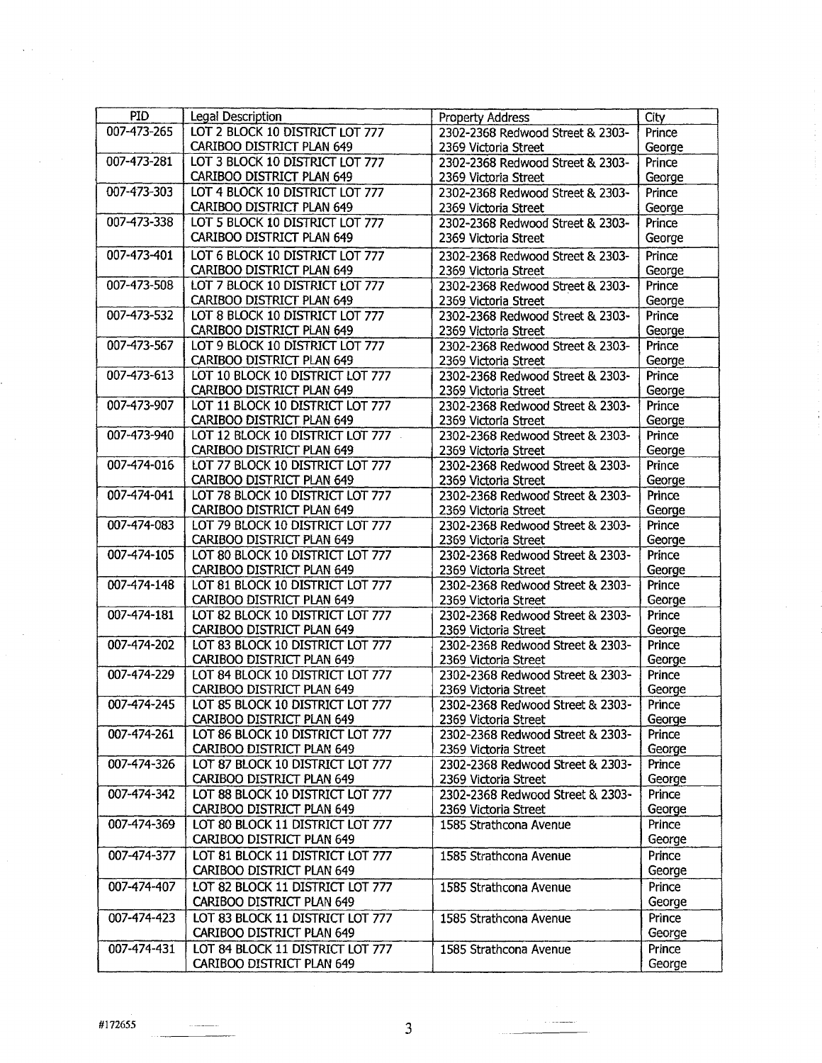| PID | Legal Description | Property Address | City |
|---|---|---|---|
| 007-473-265 | LOT 2 BLOCK 10 DISTRICT LOT 777 CARIBOO DISTRICT PLAN 649 | 2302-2368 Redwood Street & 2303-2369 Victoria Street | Prince George |
| 007-473-281 | LOT 3 BLOCK 10 DISTRICT LOT 777 CARIBOO DISTRICT PLAN 649 | 2302-2368 Redwood Street & 2303-2369 Victoria Street | Prince George |
| 007-473-303 | LOT 4 BLOCK 10 DISTRICT LOT 777 CARIBOO DISTRICT PLAN 649 | 2302-2368 Redwood Street & 2303-2369 Victoria Street | Prince George |
| 007-473-338 | LOT 5 BLOCK 10 DISTRICT LOT 777 CARIBOO DISTRICT PLAN 649 | 2302-2368 Redwood Street & 2303-2369 Victoria Street | Prince George |
| 007-473-401 | LOT 6 BLOCK 10 DISTRICT LOT 777 CARIBOO DISTRICT PLAN 649 | 2302-2368 Redwood Street & 2303-2369 Victoria Street | Prince George |
| 007-473-508 | LOT 7 BLOCK 10 DISTRICT LOT 777 CARIBOO DISTRICT PLAN 649 | 2302-2368 Redwood Street & 2303-2369 Victoria Street | Prince George |
| 007-473-532 | LOT 8 BLOCK 10 DISTRICT LOT 777 CARIBOO DISTRICT PLAN 649 | 2302-2368 Redwood Street & 2303-2369 Victoria Street | Prince George |
| 007-473-567 | LOT 9 BLOCK 10 DISTRICT LOT 777 CARIBOO DISTRICT PLAN 649 | 2302-2368 Redwood Street & 2303-2369 Victoria Street | Prince George |
| 007-473-613 | LOT 10 BLOCK 10 DISTRICT LOT 777 CARIBOO DISTRICT PLAN 649 | 2302-2368 Redwood Street & 2303-2369 Victoria Street | Prince George |
| 007-473-907 | LOT 11 BLOCK 10 DISTRICT LOT 777 CARIBOO DISTRICT PLAN 649 | 2302-2368 Redwood Street & 2303-2369 Victoria Street | Prince George |
| 007-473-940 | LOT 12 BLOCK 10 DISTRICT LOT 777 CARIBOO DISTRICT PLAN 649 | 2302-2368 Redwood Street & 2303-2369 Victoria Street | Prince George |
| 007-474-016 | LOT 77 BLOCK 10 DISTRICT LOT 777 CARIBOO DISTRICT PLAN 649 | 2302-2368 Redwood Street & 2303-2369 Victoria Street | Prince George |
| 007-474-041 | LOT 78 BLOCK 10 DISTRICT LOT 777 CARIBOO DISTRICT PLAN 649 | 2302-2368 Redwood Street & 2303-2369 Victoria Street | Prince George |
| 007-474-083 | LOT 79 BLOCK 10 DISTRICT LOT 777 CARIBOO DISTRICT PLAN 649 | 2302-2368 Redwood Street & 2303-2369 Victoria Street | Prince George |
| 007-474-105 | LOT 80 BLOCK 10 DISTRICT LOT 777 CARIBOO DISTRICT PLAN 649 | 2302-2368 Redwood Street & 2303-2369 Victoria Street | Prince George |
| 007-474-148 | LOT 81 BLOCK 10 DISTRICT LOT 777 CARIBOO DISTRICT PLAN 649 | 2302-2368 Redwood Street & 2303-2369 Victoria Street | Prince George |
| 007-474-181 | LOT 82 BLOCK 10 DISTRICT LOT 777 CARIBOO DISTRICT PLAN 649 | 2302-2368 Redwood Street & 2303-2369 Victoria Street | Prince George |
| 007-474-202 | LOT 83 BLOCK 10 DISTRICT LOT 777 CARIBOO DISTRICT PLAN 649 | 2302-2368 Redwood Street & 2303-2369 Victoria Street | Prince George |
| 007-474-229 | LOT 84 BLOCK 10 DISTRICT LOT 777 CARIBOO DISTRICT PLAN 649 | 2302-2368 Redwood Street & 2303-2369 Victoria Street | Prince George |
| 007-474-245 | LOT 85 BLOCK 10 DISTRICT LOT 777 CARIBOO DISTRICT PLAN 649 | 2302-2368 Redwood Street & 2303-2369 Victoria Street | Prince George |
| 007-474-261 | LOT 86 BLOCK 10 DISTRICT LOT 777 CARIBOO DISTRICT PLAN 649 | 2302-2368 Redwood Street & 2303-2369 Victoria Street | Prince George |
| 007-474-326 | LOT 87 BLOCK 10 DISTRICT LOT 777 CARIBOO DISTRICT PLAN 649 | 2302-2368 Redwood Street & 2303-2369 Victoria Street | Prince George |
| 007-474-342 | LOT 88 BLOCK 10 DISTRICT LOT 777 CARIBOO DISTRICT PLAN 649 | 2302-2368 Redwood Street & 2303-2369 Victoria Street | Prince George |
| 007-474-369 | LOT 80 BLOCK 11 DISTRICT LOT 777 CARIBOO DISTRICT PLAN 649 | 1585 Strathcona Avenue | Prince George |
| 007-474-377 | LOT 81 BLOCK 11 DISTRICT LOT 777 CARIBOO DISTRICT PLAN 649 | 1585 Strathcona Avenue | Prince George |
| 007-474-407 | LOT 82 BLOCK 11 DISTRICT LOT 777 CARIBOO DISTRICT PLAN 649 | 1585 Strathcona Avenue | Prince George |
| 007-474-423 | LOT 83 BLOCK 11 DISTRICT LOT 777 CARIBOO DISTRICT PLAN 649 | 1585 Strathcona Avenue | Prince George |
| 007-474-431 | LOT 84 BLOCK 11 DISTRICT LOT 777 CARIBOO DISTRICT PLAN 649 | 1585 Strathcona Avenue | Prince George |

#172655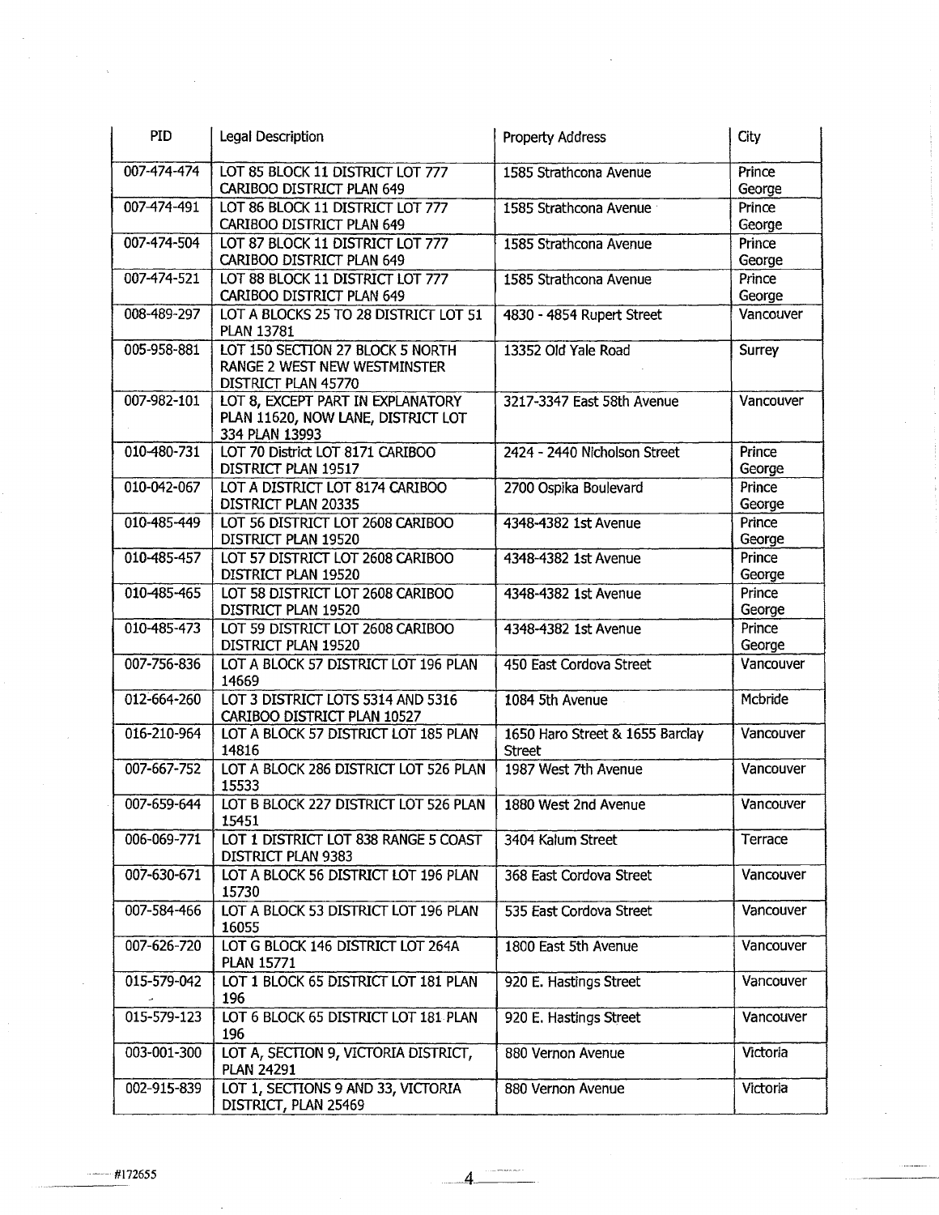| PID | Legal Description | Property Address | City |
|---|---|---|---|
| 007-474-474 | LOT 85 BLOCK 11 DISTRICT LOT 777 CARIBOO DISTRICT PLAN 649 | 1585 Strathcona Avenue | Prince George |
| 007-474-491 | LOT 86 BLOCK 11 DISTRICT LOT 777 CARIBOO DISTRICT PLAN 649 | 1585 Strathcona Avenue | Prince George |
| 007-474-504 | LOT 87 BLOCK 11 DISTRICT LOT 777 CARIBOO DISTRICT PLAN 649 | 1585 Strathcona Avenue | Prince George |
| 007-474-521 | LOT 88 BLOCK 11 DISTRICT LOT 777 CARIBOO DISTRICT PLAN 649 | 1585 Strathcona Avenue | Prince George |
| 008-489-297 | LOT A BLOCKS 25 TO 28 DISTRICT LOT 51 PLAN 13781 | 4830 - 4854 Rupert Street | Vancouver |
| 005-958-881 | LOT 150 SECTION 27 BLOCK 5 NORTH RANGE 2 WEST NEW WESTMINSTER DISTRICT PLAN 45770 | 13352 Old Yale Road | Surrey |
| 007-982-101 | LOT 8, EXCEPT PART IN EXPLANATORY PLAN 11620, NOW LANE, DISTRICT LOT 334 PLAN 13993 | 3217-3347 East 58th Avenue | Vancouver |
| 010-480-731 | LOT 70 District LOT 8171 CARIBOO DISTRICT PLAN 19517 | 2424 - 2440 Nicholson Street | Prince George |
| 010-042-067 | LOT A DISTRICT LOT 8174 CARIBOO DISTRICT PLAN 20335 | 2700 Ospika Boulevard | Prince George |
| 010-485-449 | LOT 56 DISTRICT LOT 2608 CARIBOO DISTRICT PLAN 19520 | 4348-4382 1st Avenue | Prince George |
| 010-485-457 | LOT 57 DISTRICT LOT 2608 CARIBOO DISTRICT PLAN 19520 | 4348-4382 1st Avenue | Prince George |
| 010-485-465 | LOT 58 DISTRICT LOT 2608 CARIBOO DISTRICT PLAN 19520 | 4348-4382 1st Avenue | Prince George |
| 010-485-473 | LOT 59 DISTRICT LOT 2608 CARIBOO DISTRICT PLAN 19520 | 4348-4382 1st Avenue | Prince George |
| 007-756-836 | LOT A BLOCK 57 DISTRICT LOT 196 PLAN 14669 | 450 East Cordova Street | Vancouver |
| 012-664-260 | LOT 3 DISTRICT LOTS 5314 AND 5316 CARIBOO DISTRICT PLAN 10527 | 1084 5th Avenue | Mcbride |
| 016-210-964 | LOT A BLOCK 57 DISTRICT LOT 185 PLAN 14816 | 1650 Haro Street & 1655 Barclay Street | Vancouver |
| 007-667-752 | LOT A BLOCK 286 DISTRICT LOT 526 PLAN 15533 | 1987 West 7th Avenue | Vancouver |
| 007-659-644 | LOT B BLOCK 227 DISTRICT LOT 526 PLAN 15451 | 1880 West 2nd Avenue | Vancouver |
| 006-069-771 | LOT 1 DISTRICT LOT 838 RANGE 5 COAST DISTRICT PLAN 9383 | 3404 Kalum Street | Terrace |
| 007-630-671 | LOT A BLOCK 56 DISTRICT LOT 196 PLAN 15730 | 368 East Cordova Street | Vancouver |
| 007-584-466 | LOT A BLOCK 53 DISTRICT LOT 196 PLAN 16055 | 535 East Cordova Street | Vancouver |
| 007-626-720 | LOT G BLOCK 146 DISTRICT LOT 264A PLAN 15771 | 1800 East 5th Avenue | Vancouver |
| 015-579-042 | LOT 1 BLOCK 65 DISTRICT LOT 181 PLAN 196 | 920 E. Hastings Street | Vancouver |
| 015-579-123 | LOT 6 BLOCK 65 DISTRICT LOT 181 PLAN 196 | 920 E. Hastings Street | Vancouver |
| 003-001-300 | LOT A, SECTION 9, VICTORIA DISTRICT, PLAN 24291 | 880 Vernon Avenue | Victoria |
| 002-915-839 | LOT 1, SECTIONS 9 AND 33, VICTORIA DISTRICT, PLAN 25469 | 880 Vernon Avenue | Victoria |

#172655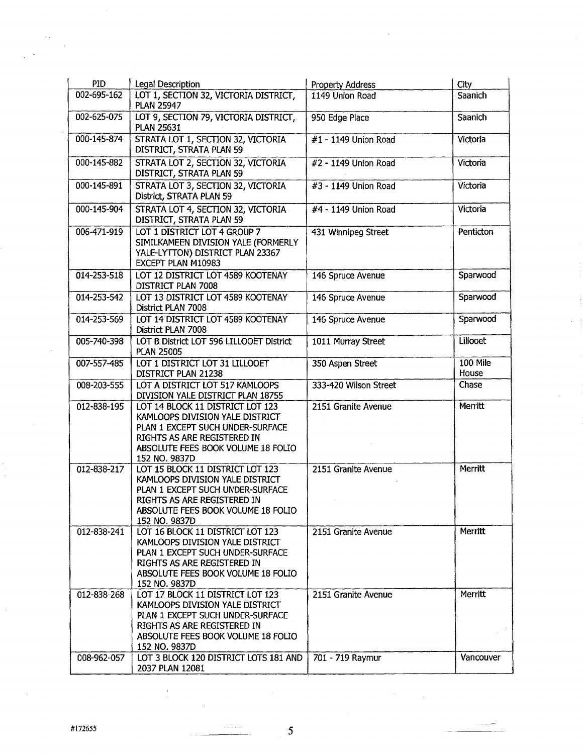| PID | Legal Description | Property Address | City |
|---|---|---|---|
| 002-695-162 | LOT 1, SECTION 32, VICTORIA DISTRICT, PLAN 25947 | 1149 Union Road | Saanich |
| 002-625-075 | LOT 9, SECTION 79, VICTORIA DISTRICT, PLAN 25631 | 950 Edge Place | Saanich |
| 000-145-874 | STRATA LOT 1, SECTION 32, VICTORIA DISTRICT, STRATA PLAN 59 | #1 - 1149 Union Road | Victoria |
| 000-145-882 | STRATA LOT 2, SECTION 32, VICTORIA DISTRICT, STRATA PLAN 59 | #2 - 1149 Union Road | Victoria |
| 000-145-891 | STRATA LOT 3, SECTION 32, VICTORIA District, STRATA PLAN 59 | #3 - 1149 Union Road | Victoria |
| 000-145-904 | STRATA LOT 4, SECTION 32, VICTORIA DISTRICT, STRATA PLAN 59 | #4 - 1149 Union Road | Victoria |
| 006-471-919 | LOT 1 DISTRICT LOT 4 GROUP 7 SIMILKAMEEN DIVISION YALE (FORMERLY YALE-LYTTON) DISTRICT PLAN 23367 EXCEPT PLAN M10983 | 431 Winnipeg Street | Penticton |
| 014-253-518 | LOT 12 DISTRICT LOT 4589 KOOTENAY DISTRICT PLAN 7008 | 146 Spruce Avenue | Sparwood |
| 014-253-542 | LOT 13 DISTRICT LOT 4589 KOOTENAY District PLAN 7008 | 146 Spruce Avenue | Sparwood |
| 014-253-569 | LOT 14 DISTRICT LOT 4589 KOOTENAY District PLAN 7008 | 146 Spruce Avenue | Sparwood |
| 005-740-398 | LOT B District LOT 596 LILLOOET District PLAN 25005 | 1011 Murray Street | Lillooet |
| 007-557-485 | LOT 1 DISTRICT LOT 31 LILLOOET DISTRICT PLAN 21238 | 350 Aspen Street | 100 Mile House |
| 008-203-555 | LOT A DISTRICT LOT 517 KAMLOOPS DIVISION YALE DISTRICT PLAN 18755 | 333-420 Wilson Street | Chase |
| 012-838-195 | LOT 14 BLOCK 11 DISTRICT LOT 123 KAMLOOPS DIVISION YALE DISTRICT PLAN 1 EXCEPT SUCH UNDER-SURFACE RIGHTS AS ARE REGISTERED IN ABSOLUTE FEES BOOK VOLUME 18 FOLIO 152 NO. 9837D | 2151 Granite Avenue | Merritt |
| 012-838-217 | LOT 15 BLOCK 11 DISTRICT LOT 123 KAMLOOPS DIVISION YALE DISTRICT PLAN 1 EXCEPT SUCH UNDER-SURFACE RIGHTS AS ARE REGISTERED IN ABSOLUTE FEES BOOK VOLUME 18 FOLIO 152 NO. 9837D | 2151 Granite Avenue | Merritt |
| 012-838-241 | LOT 16 BLOCK 11 DISTRICT LOT 123 KAMLOOPS DIVISION YALE DISTRICT PLAN 1 EXCEPT SUCH UNDER-SURFACE RIGHTS AS ARE REGISTERED IN ABSOLUTE FEES BOOK VOLUME 18 FOLIO 152 NO. 9837D | 2151 Granite Avenue | Merritt |
| 012-838-268 | LOT 17 BLOCK 11 DISTRICT LOT 123 KAMLOOPS DIVISION YALE DISTRICT PLAN 1 EXCEPT SUCH UNDER-SURFACE RIGHTS AS ARE REGISTERED IN ABSOLUTE FEES BOOK VOLUME 18 FOLIO 152 NO. 9837D | 2151 Granite Avenue | Merritt |
| 008-962-057 | LOT 3 BLOCK 120 DISTRICT LOTS 181 AND 2037 PLAN 12081 | 701 - 719 Raymur | Vancouver |

#172655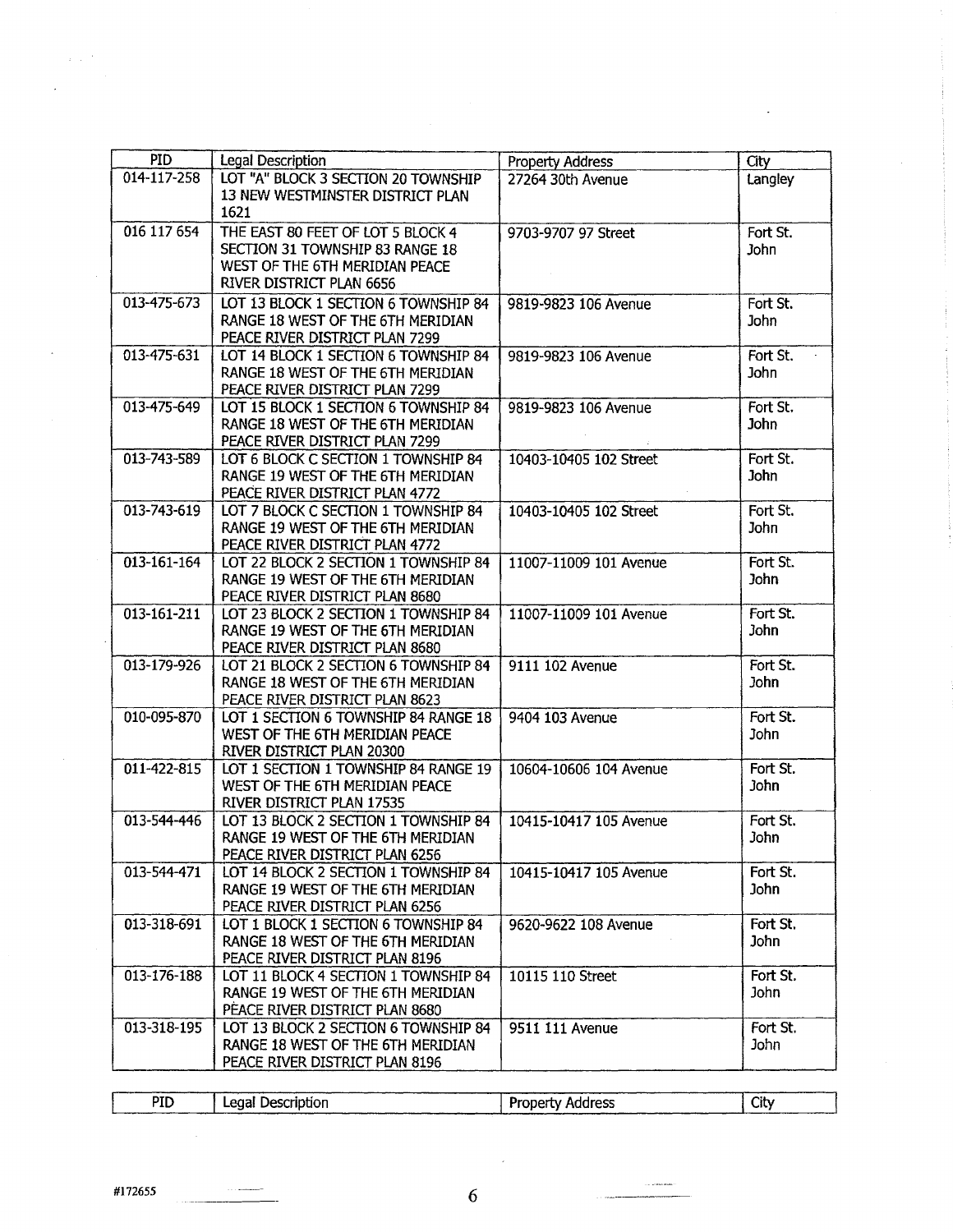| PID | Legal Description | Property Address | City |
|---|---|---|---|
| 014-117-258 | LOT "A" BLOCK 3 SECTION 20 TOWNSHIP 13 NEW WESTMINSTER DISTRICT PLAN 1621 | 27264 30th Avenue | Langley |
| 016 117 654 | THE EAST 80 FEET OF LOT 5 BLOCK 4 SECTION 31 TOWNSHIP 83 RANGE 18 WEST OF THE 6TH MERIDIAN PEACE RIVER DISTRICT PLAN 6656 | 9703-9707 97 Street | Fort St. John |
| 013-475-673 | LOT 13 BLOCK 1 SECTION 6 TOWNSHIP 84 RANGE 18 WEST OF THE 6TH MERIDIAN PEACE RIVER DISTRICT PLAN 7299 | 9819-9823 106 Avenue | Fort St. John |
| 013-475-631 | LOT 14 BLOCK 1 SECTION 6 TOWNSHIP 84 RANGE 18 WEST OF THE 6TH MERIDIAN PEACE RIVER DISTRICT PLAN 7299 | 9819-9823 106 Avenue | Fort St. John |
| 013-475-649 | LOT 15 BLOCK 1 SECTION 6 TOWNSHIP 84 RANGE 18 WEST OF THE 6TH MERIDIAN PEACE RIVER DISTRICT PLAN 7299 | 9819-9823 106 Avenue | Fort St. John |
| 013-743-589 | LOT 6 BLOCK C SECTION 1 TOWNSHIP 84 RANGE 19 WEST OF THE 6TH MERIDIAN PEACE RIVER DISTRICT PLAN 4772 | 10403-10405 102 Street | Fort St. John |
| 013-743-619 | LOT 7 BLOCK C SECTION 1 TOWNSHIP 84 RANGE 19 WEST OF THE 6TH MERIDIAN PEACE RIVER DISTRICT PLAN 4772 | 10403-10405 102 Street | Fort St. John |
| 013-161-164 | LOT 22 BLOCK 2 SECTION 1 TOWNSHIP 84 RANGE 19 WEST OF THE 6TH MERIDIAN PEACE RIVER DISTRICT PLAN 8680 | 11007-11009 101 Avenue | Fort St. John |
| 013-161-211 | LOT 23 BLOCK 2 SECTION 1 TOWNSHIP 84 RANGE 19 WEST OF THE 6TH MERIDIAN PEACE RIVER DISTRICT PLAN 8680 | 11007-11009 101 Avenue | Fort St. John |
| 013-179-926 | LOT 21 BLOCK 2 SECTION 6 TOWNSHIP 84 RANGE 18 WEST OF THE 6TH MERIDIAN PEACE RIVER DISTRICT PLAN 8623 | 9111 102 Avenue | Fort St. John |
| 010-095-870 | LOT 1 SECTION 6 TOWNSHIP 84 RANGE 18 WEST OF THE 6TH MERIDIAN PEACE RIVER DISTRICT PLAN 20300 | 9404 103 Avenue | Fort St. John |
| 011-422-815 | LOT 1 SECTION 1 TOWNSHIP 84 RANGE 19 WEST OF THE 6TH MERIDIAN PEACE RIVER DISTRICT PLAN 17535 | 10604-10606 104 Avenue | Fort St. John |
| 013-544-446 | LOT 13 BLOCK 2 SECTION 1 TOWNSHIP 84 RANGE 19 WEST OF THE 6TH MERIDIAN PEACE RIVER DISTRICT PLAN 6256 | 10415-10417 105 Avenue | Fort St. John |
| 013-544-471 | LOT 14 BLOCK 2 SECTION 1 TOWNSHIP 84 RANGE 19 WEST OF THE 6TH MERIDIAN PEACE RIVER DISTRICT PLAN 6256 | 10415-10417 105 Avenue | Fort St. John |
| 013-318-691 | LOT 1 BLOCK 1 SECTION 6 TOWNSHIP 84 RANGE 18 WEST OF THE 6TH MERIDIAN PEACE RIVER DISTRICT PLAN 8196 | 9620-9622 108 Avenue | Fort St. John |
| 013-176-188 | LOT 11 BLOCK 4 SECTION 1 TOWNSHIP 84 RANGE 19 WEST OF THE 6TH MERIDIAN PEACE RIVER DISTRICT PLAN 8680 | 10115 110 Street | Fort St. John |
| 013-318-195 | LOT 13 BLOCK 2 SECTION 6 TOWNSHIP 84 RANGE 18 WEST OF THE 6TH MERIDIAN PEACE RIVER DISTRICT PLAN 8196 | 9511 111 Avenue | Fort St. John |

| PID | Legal Description | Property Address | City |
|---|---|---|---|

#172655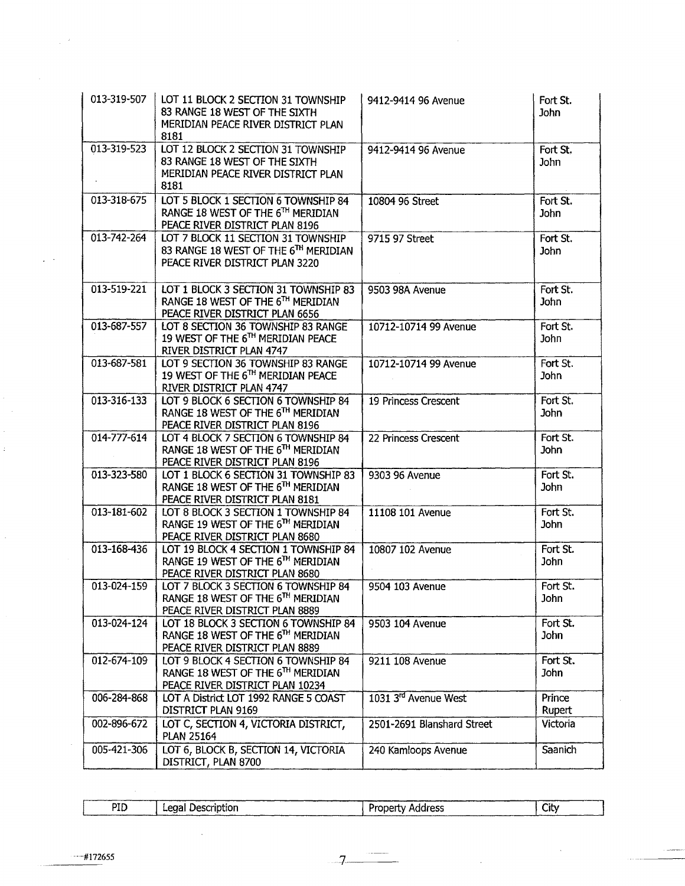| PID | Legal Description | Property Address | City |
| --- | --- | --- | --- |
| 013-319-507 | LOT 11 BLOCK 2 SECTION 31 TOWNSHIP 83 RANGE 18 WEST OF THE SIXTH MERIDIAN PEACE RIVER DISTRICT PLAN 8181 | 9412-9414 96 Avenue | Fort St. John |
| 013-319-523 | LOT 12 BLOCK 2 SECTION 31 TOWNSHIP 83 RANGE 18 WEST OF THE SIXTH MERIDIAN PEACE RIVER DISTRICT PLAN 8181 | 9412-9414 96 Avenue | Fort St. John |
| 013-318-675 | LOT 5 BLOCK 1 SECTION 6 TOWNSHIP 84 RANGE 18 WEST OF THE $6^{TH}$ MERIDIAN PEACE RIVER DISTRICT PLAN 8196 | 10804 96 Street | Fort St. John |
| 013-742-264 | LOT 7 BLOCK 11 SECTION 31 TOWNSHIP 83 RANGE 18 WEST OF THE $6^{TH}$ MERIDIAN PEACE RIVER DISTRICT PLAN 3220 | 9715 97 Street | Fort St. John |
| 013-519-221 | LOT 1 BLOCK 3 SECTION 31 TOWNSHIP 83 RANGE 18 WEST OF THE $6^{TH}$ MERIDIAN PEACE RIVER DISTRICT PLAN 6656 | 9503 98A Avenue | Fort St. John |
| 013-687-557 | LOT 8 SECTION 36 TOWNSHIP 83 RANGE 19 WEST OF THE $6^{TH}$ MERIDIAN PEACE RIVER DISTRICT PLAN 4747 | 10712-10714 99 Avenue | Fort St. John |
| 013-687-581 | LOT 9 SECTION 36 TOWNSHIP 83 RANGE 19 WEST OF THE $6^{TH}$ MERIDIAN PEACE RIVER DISTRICT PLAN 4747 | 10712-10714 99 Avenue | Fort St. John |
| 013-316-133 | LOT 9 BLOCK 6 SECTION 6 TOWNSHIP 84 RANGE 18 WEST OF THE $6^{TH}$ MERIDIAN PEACE RIVER DISTRICT PLAN 8196 | 19 Princess Crescent | Fort St. John |
| 014-777-614 | LOT 4 BLOCK 7 SECTION 6 TOWNSHIP 84 RANGE 18 WEST OF THE $6^{TH}$ MERIDIAN PEACE RIVER DISTRICT PLAN 8196 | 22 Princess Crescent | Fort St. John |
| 013-323-580 | LOT 1 BLOCK 6 SECTION 31 TOWNSHIP 83 RANGE 18 WEST OF THE $6^{TH}$ MERIDIAN PEACE RIVER DISTRICT PLAN 8181 | 9303 96 Avenue | Fort St. John |
| 013-181-602 | LOT 8 BLOCK 3 SECTION 1 TOWNSHIP 84 RANGE 19 WEST OF THE $6^{TH}$ MERIDIAN PEACE RIVER DISTRICT PLAN 8680 | 11108 101 Avenue | Fort St. John |
| 013-168-436 | LOT 19 BLOCK 4 SECTION 1 TOWNSHIP 84 RANGE 19 WEST OF THE $6^{TH}$ MERIDIAN PEACE RIVER DISTRICT PLAN 8680 | 10807 102 Avenue | Fort St. John |
| 013-024-159 | LOT 7 BLOCK 3 SECTION 6 TOWNSHIP 84 RANGE 18 WEST OF THE $6^{TH}$ MERIDIAN PEACE RIVER DISTRICT PLAN 8889 | 9504 103 Avenue | Fort St. John |
| 013-024-124 | LOT 18 BLOCK 3 SECTION 6 TOWNSHIP 84 RANGE 18 WEST OF THE $6^{TH}$ MERIDIAN PEACE RIVER DISTRICT PLAN 8889 | 9503 104 Avenue | Fort St. John |
| 012-674-109 | LOT 9 BLOCK 4 SECTION 6 TOWNSHIP 84 RANGE 18 WEST OF THE $6^{TH}$ MERIDIAN PEACE RIVER DISTRICT PLAN 10234 | 9211 108 Avenue | Fort St. John |
| 006-284-868 | LOT A District LOT 1992 RANGE 5 COAST DISTRICT PLAN 9169 | 1031 $3^{rd}$ Avenue West | Prince Rupert |
| 002-896-672 | LOT C, SECTION 4, VICTORIA DISTRICT, PLAN 25164 | 2501-2691 Blanshard Street | Victoria |
| 005-421-306 | LOT 6, BLOCK B, SECTION 14, VICTORIA DISTRICT, PLAN 8700 | 240 Kamloops Avenue | Saanich |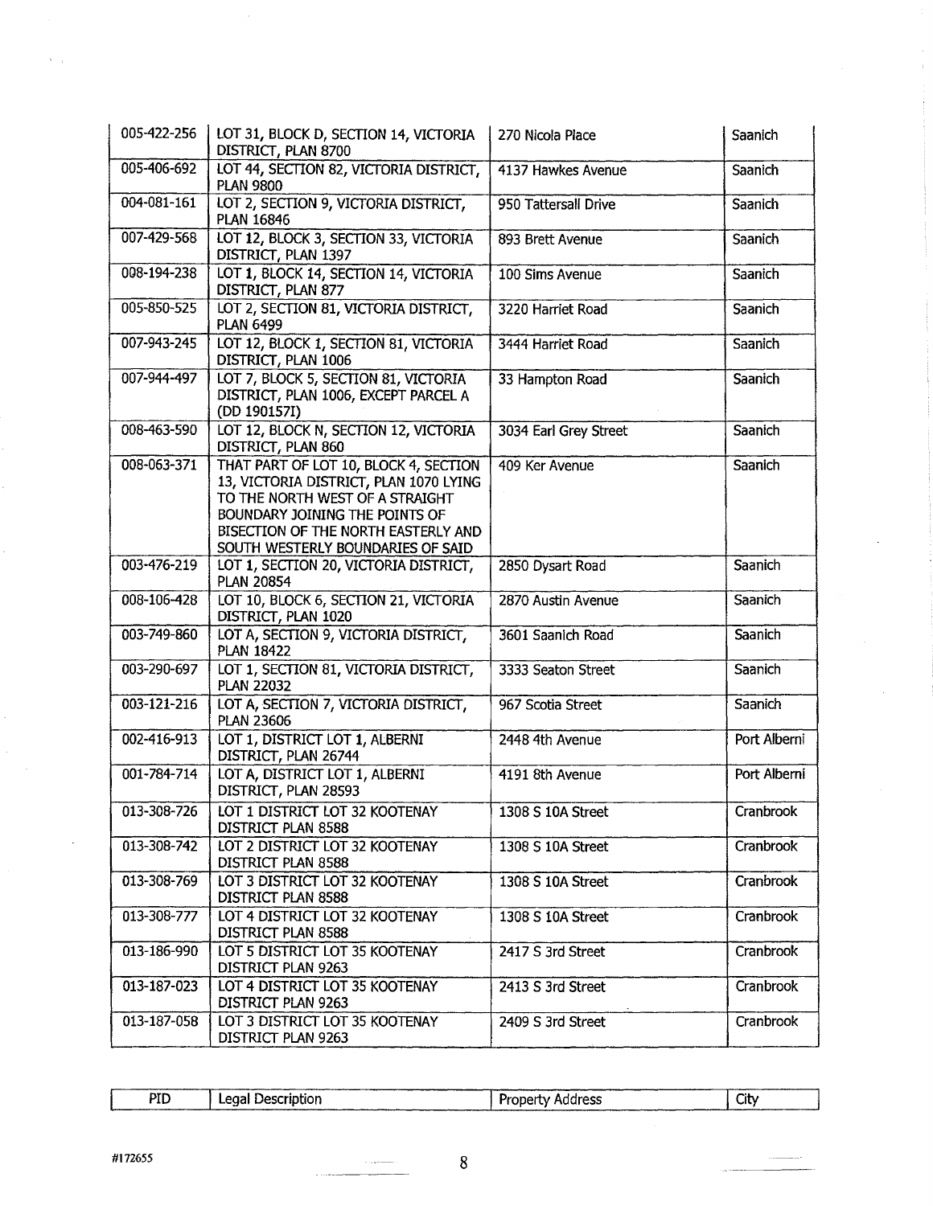| 005-422-256 | LOT 31, BLOCK D, SECTION 14, VICTORIA DISTRICT, PLAN 8700 | 270 Nicola Place | Saanich |
|---|---|---|---|
| 005-406-692 | LOT 44, SECTION 82, VICTORIA DISTRICT, PLAN 9800 | 4137 Hawkes Avenue | Saanich |
| 004-081-161 | LOT 2, SECTION 9, VICTORIA DISTRICT, PLAN 16846 | 950 Tattersall Drive | Saanich |
| 007-429-568 | LOT 12, BLOCK 3, SECTION 33, VICTORIA DISTRICT, PLAN 1397 | 893 Brett Avenue | Saanich |
| 008-194-238 | LOT 1, BLOCK 14, SECTION 14, VICTORIA DISTRICT, PLAN 877 | 100 Sims Avenue | Saanich |
| 005-850-525 | LOT 2, SECTION 81, VICTORIA DISTRICT, PLAN 6499 | 3220 Harriet Road | Saanich |
| 007-943-245 | LOT 12, BLOCK 1, SECTION 81, VICTORIA DISTRICT, PLAN 1006 | 3444 Harriet Road | Saanich |
| 007-944-497 | LOT 7, BLOCK 5, SECTION 81, VICTORIA DISTRICT, PLAN 1006, EXCEPT PARCEL A (DD 190157I) | 33 Hampton Road | Saanich |
| 008-463-590 | LOT 12, BLOCK N, SECTION 12, VICTORIA DISTRICT, PLAN 860 | 3034 Earl Grey Street | Saanich |
| 008-063-371 | THAT PART OF LOT 10, BLOCK 4, SECTION 13, VICTORIA DISTRICT, PLAN 1070 LYING TO THE NORTH WEST OF A STRAIGHT BOUNDARY JOINING THE POINTS OF BISECTION OF THE NORTH EASTERLY AND SOUTH WESTERLY BOUNDARIES OF SAID | 409 Ker Avenue | Saanich |
| 003-476-219 | LOT 1, SECTION 20, VICTORIA DISTRICT, PLAN 20854 | 2850 Dysart Road | Saanich |
| 008-106-428 | LOT 10, BLOCK 6, SECTION 21, VICTORIA DISTRICT, PLAN 1020 | 2870 Austin Avenue | Saanich |
| 003-749-860 | LOT A, SECTION 9, VICTORIA DISTRICT, PLAN 18422 | 3601 Saanich Road | Saanich |
| 003-290-697 | LOT 1, SECTION 81, VICTORIA DISTRICT, PLAN 22032 | 3333 Seaton Street | Saanich |
| 003-121-216 | LOT A, SECTION 7, VICTORIA DISTRICT, PLAN 23606 | 967 Scotia Street | Saanich |
| 002-416-913 | LOT 1, DISTRICT LOT 1, ALBERNI DISTRICT, PLAN 26744 | 2448 4th Avenue | Port Alberni |
| 001-784-714 | LOT A, DISTRICT LOT 1, ALBERNI DISTRICT, PLAN 28593 | 4191 8th Avenue | Port Alberni |
| 013-308-726 | LOT 1 DISTRICT LOT 32 KOOTENAY DISTRICT PLAN 8588 | 1308 S 10A Street | Cranbrook |
| 013-308-742 | LOT 2 DISTRICT LOT 32 KOOTENAY DISTRICT PLAN 8588 | 1308 S 10A Street | Cranbrook |
| 013-308-769 | LOT 3 DISTRICT LOT 32 KOOTENAY DISTRICT PLAN 8588 | 1308 S 10A Street | Cranbrook |
| 013-308-777 | LOT 4 DISTRICT LOT 32 KOOTENAY DISTRICT PLAN 8588 | 1308 S 10A Street | Cranbrook |
| 013-186-990 | LOT 5 DISTRICT LOT 35 KOOTENAY DISTRICT PLAN 9263 | 2417 S 3rd Street | Cranbrook |
| 013-187-023 | LOT 4 DISTRICT LOT 35 KOOTENAY DISTRICT PLAN 9263 | 2413 S 3rd Street | Cranbrook |
| 013-187-058 | LOT 3 DISTRICT LOT 35 KOOTENAY DISTRICT PLAN 9263 | 2409 S 3rd Street | Cranbrook |

| PID | Legal Description | Property Address | City |
|---|---|---|---|

#172655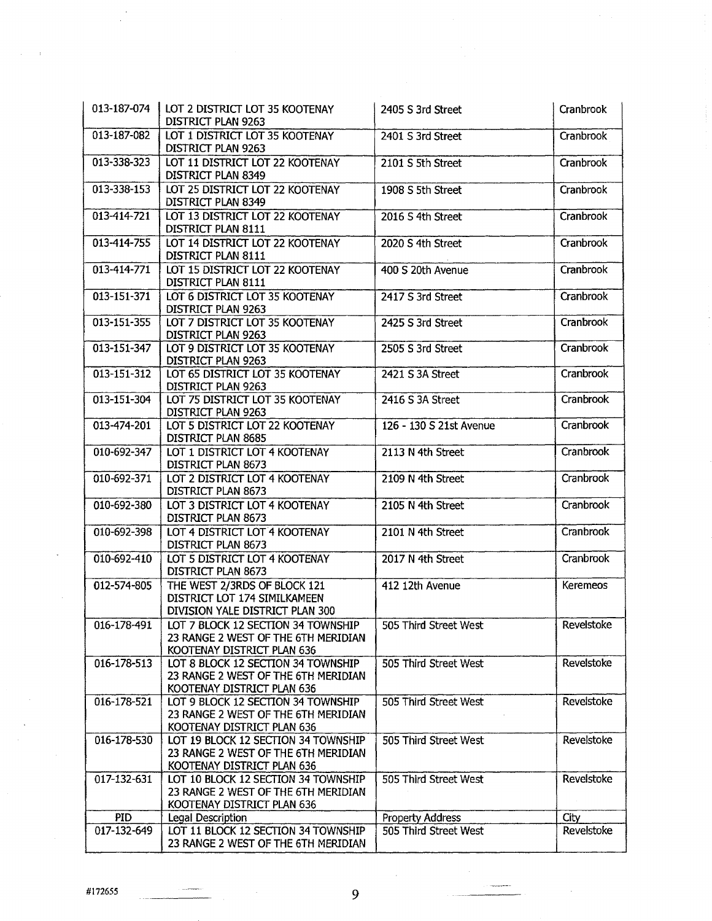| 013-187-074 | LOT 2 DISTRICT LOT 35 KOOTENAY DISTRICT PLAN 9263 | 2405 S 3rd Street | Cranbrook |
|---|---|---|---|
| 013-187-082 | LOT 1 DISTRICT LOT 35 KOOTENAY DISTRICT PLAN 9263 | 2401 S 3rd Street | Cranbrook |
| 013-338-323 | LOT 11 DISTRICT LOT 22 KOOTENAY DISTRICT PLAN 8349 | 2101 S 5th Street | Cranbrook |
| 013-338-153 | LOT 25 DISTRICT LOT 22 KOOTENAY DISTRICT PLAN 8349 | 1908 S 5th Street | Cranbrook |
| 013-414-721 | LOT 13 DISTRICT LOT 22 KOOTENAY DISTRICT PLAN 8111 | 2016 S 4th Street | Cranbrook |
| 013-414-755 | LOT 14 DISTRICT LOT 22 KOOTENAY DISTRICT PLAN 8111 | 2020 S 4th Street | Cranbrook |
| 013-414-771 | LOT 15 DISTRICT LOT 22 KOOTENAY DISTRICT PLAN 8111 | 400 S 20th Avenue | Cranbrook |
| 013-151-371 | LOT 6 DISTRICT LOT 35 KOOTENAY DISTRICT PLAN 9263 | 2417 S 3rd Street | Cranbrook |
| 013-151-355 | LOT 7 DISTRICT LOT 35 KOOTENAY DISTRICT PLAN 9263 | 2425 S 3rd Street | Cranbrook |
| 013-151-347 | LOT 9 DISTRICT LOT 35 KOOTENAY DISTRICT PLAN 9263 | 2505 S 3rd Street | Cranbrook |
| 013-151-312 | LOT 65 DISTRICT LOT 35 KOOTENAY DISTRICT PLAN 9263 | 2421 S 3A Street | Cranbrook |
| 013-151-304 | LOT 75 DISTRICT LOT 35 KOOTENAY DISTRICT PLAN 9263 | 2416 S 3A Street | Cranbrook |
| 013-474-201 | LOT 5 DISTRICT LOT 22 KOOTENAY DISTRICT PLAN 8685 | 126 - 130 S 21st Avenue | Cranbrook |
| 010-692-347 | LOT 1 DISTRICT LOT 4 KOOTENAY DISTRICT PLAN 8673 | 2113 N 4th Street | Cranbrook |
| 010-692-371 | LOT 2 DISTRICT LOT 4 KOOTENAY DISTRICT PLAN 8673 | 2109 N 4th Street | Cranbrook |
| 010-692-380 | LOT 3 DISTRICT LOT 4 KOOTENAY DISTRICT PLAN 8673 | 2105 N 4th Street | Cranbrook |
| 010-692-398 | LOT 4 DISTRICT LOT 4 KOOTENAY DISTRICT PLAN 8673 | 2101 N 4th Street | Cranbrook |
| 010-692-410 | LOT 5 DISTRICT LOT 4 KOOTENAY DISTRICT PLAN 8673 | 2017 N 4th Street | Cranbrook |
| 012-574-805 | THE WEST 2/3RDS OF BLOCK 121 DISTRICT LOT 174 SIMILKAMEEN DIVISION YALE DISTRICT PLAN 300 | 412 12th Avenue | Keremeos |
| 016-178-491 | LOT 7 BLOCK 12 SECTION 34 TOWNSHIP 23 RANGE 2 WEST OF THE 6TH MERIDIAN KOOTENAY DISTRICT PLAN 636 | 505 Third Street West | Revelstoke |
| 016-178-513 | LOT 8 BLOCK 12 SECTION 34 TOWNSHIP 23 RANGE 2 WEST OF THE 6TH MERIDIAN KOOTENAY DISTRICT PLAN 636 | 505 Third Street West | Revelstoke |
| 016-178-521 | LOT 9 BLOCK 12 SECTION 34 TOWNSHIP 23 RANGE 2 WEST OF THE 6TH MERIDIAN KOOTENAY DISTRICT PLAN 636 | 505 Third Street West | Revelstoke |
| 016-178-530 | LOT 19 BLOCK 12 SECTION 34 TOWNSHIP 23 RANGE 2 WEST OF THE 6TH MERIDIAN KOOTENAY DISTRICT PLAN 636 | 505 Third Street West | Revelstoke |
| 017-132-631 | LOT 10 BLOCK 12 SECTION 34 TOWNSHIP 23 RANGE 2 WEST OF THE 6TH MERIDIAN KOOTENAY DISTRICT PLAN 636 | 505 Third Street West | Revelstoke |
| PID | Legal Description | Property Address | City |
| 017-132-649 | LOT 11 BLOCK 12 SECTION 34 TOWNSHIP 23 RANGE 2 WEST OF THE 6TH MERIDIAN | 505 Third Street West | Revelstoke |

#172655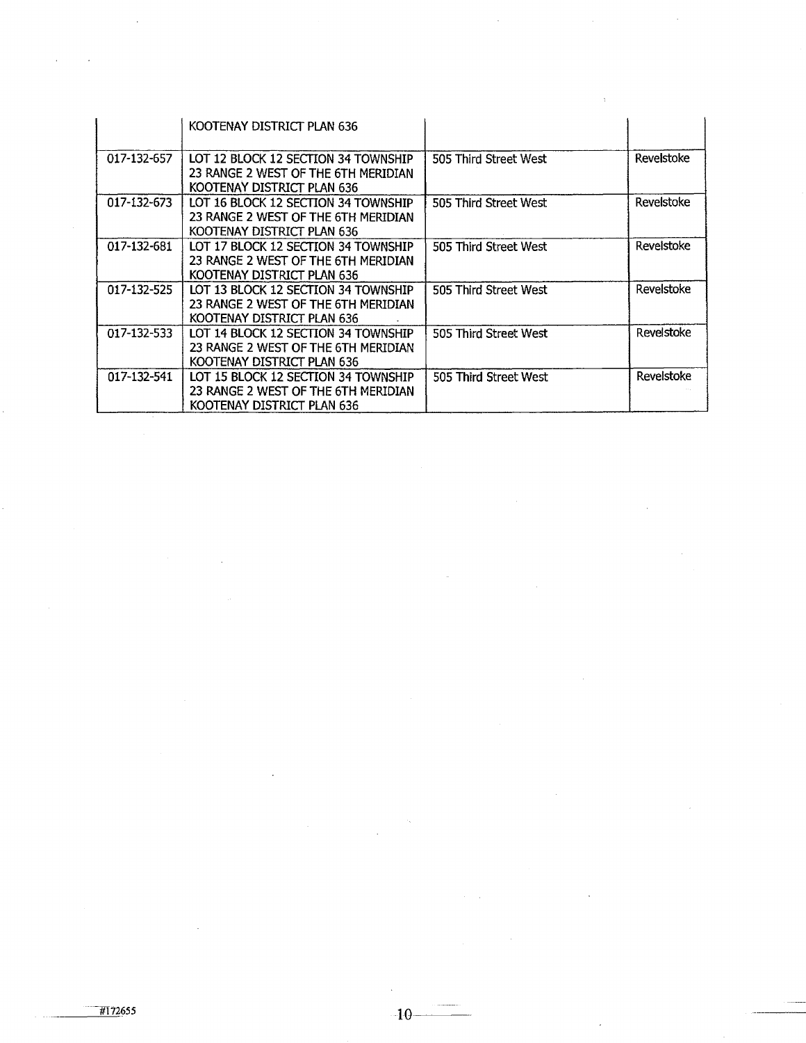| | | | |
|---|---|---|---|
| | KOOTENAY DISTRICT PLAN 636 | | |
| 017-132-657 | LOT 12 BLOCK 12 SECTION 34 TOWNSHIP 23 RANGE 2 WEST OF THE 6TH MERIDIAN KOOTENAY DISTRICT PLAN 636 | 505 Third Street West | Revelstoke |
| 017-132-673 | LOT 16 BLOCK 12 SECTION 34 TOWNSHIP 23 RANGE 2 WEST OF THE 6TH MERIDIAN KOOTENAY DISTRICT PLAN 636 | 505 Third Street West | Revelstoke |
| 017-132-681 | LOT 17 BLOCK 12 SECTION 34 TOWNSHIP 23 RANGE 2 WEST OF THE 6TH MERIDIAN KOOTENAY DISTRICT PLAN 636 | 505 Third Street West | Revelstoke |
| 017-132-525 | LOT 13 BLOCK 12 SECTION 34 TOWNSHIP 23 RANGE 2 WEST OF THE 6TH MERIDIAN KOOTENAY DISTRICT PLAN 636 | 505 Third Street West | Revelstoke |
| 017-132-533 | LOT 14 BLOCK 12 SECTION 34 TOWNSHIP 23 RANGE 2 WEST OF THE 6TH MERIDIAN KOOTENAY DISTRICT PLAN 636 | 505 Third Street West | Revelstoke |
| 017-132-541 | LOT 15 BLOCK 12 SECTION 34 TOWNSHIP 23 RANGE 2 WEST OF THE 6TH MERIDIAN KOOTENAY DISTRICT PLAN 636 | 505 Third Street West | Revelstoke |

#172655